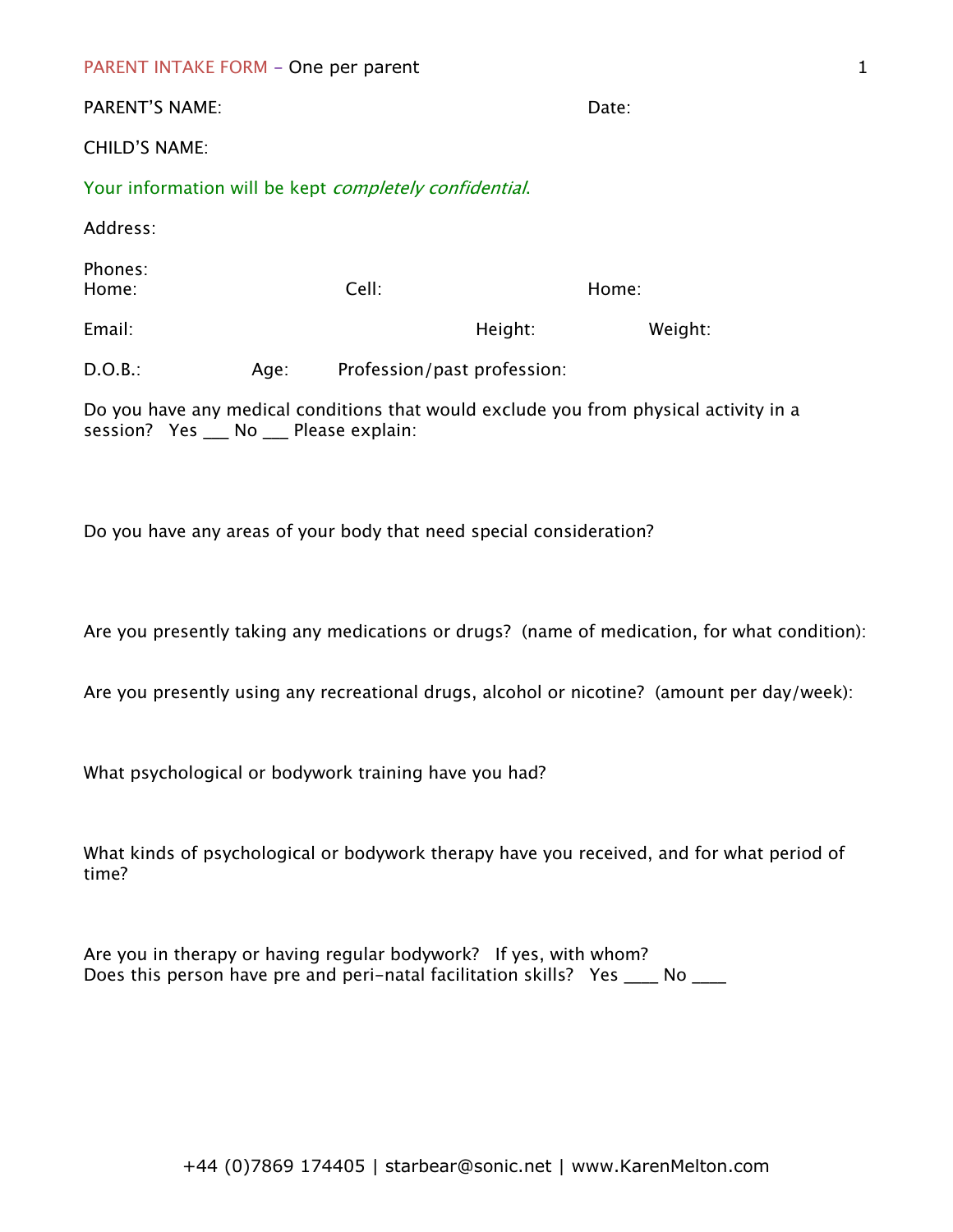PARENT INTAKE FORM – One per parent

PARENT'S NAME: Date:

CHILD'S NAME:

*Your information will be kept completely confidential.*

Address:

Phones:
Home: Cell: Home:

Email: Height: Weight:

D.O.B.: Age: Profession/past profession:

Do you have any medical conditions that would exclude you from physical activity in a session? Yes ___ No ___ Please explain:

Do you have any areas of your body that need special consideration?

Are you presently taking any medications or drugs? (name of medication, for what condition):

Are you presently using any recreational drugs, alcohol or nicotine? (amount per day/week):

What psychological or bodywork training have you had?

What kinds of psychological or bodywork therapy have you received, and for what period of time?

Are you in therapy or having regular bodywork? If yes, with whom?
Does this person have pre and peri-natal facilitation skills? Yes ____ No ____

+44 (0)7869 174405 | starbear@sonic.net | www.KarenMelton.com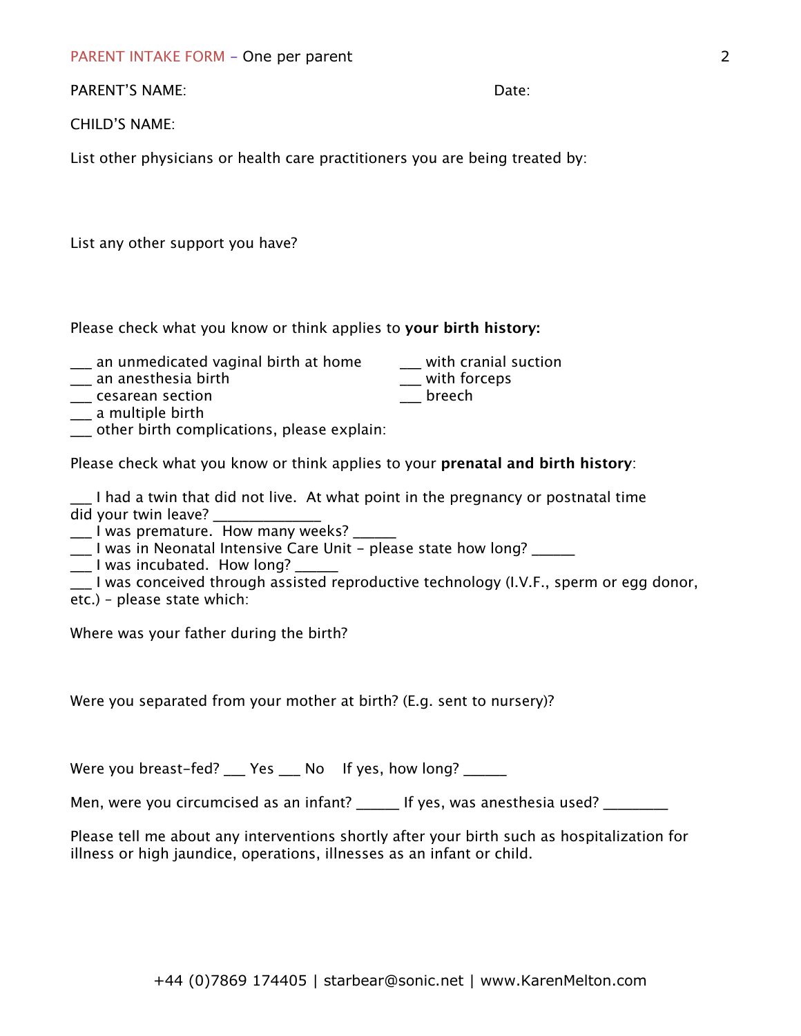PARENT INTAKE FORM – One per parent

PARENT'S NAME: Date:

CHILD'S NAME:

List other physicians or health care practitioners you are being treated by:

List any other support you have?

Please check what you know or think applies to **your birth history:**

___ an unmedicated vaginal birth at home
___ an anesthesia birth
___ cesarean section
___ a multiple birth
___ other birth complications, please explain:
___ with cranial suction
___ with forceps
___ breech

Please check what you know or think applies to your **prenatal and birth history**:

___ I had a twin that did not live. At what point in the pregnancy or postnatal time did your twin leave? ______________
___ I was premature. How many weeks? ______
___ I was in Neonatal Intensive Care Unit – please state how long? ______
___ I was incubated. How long? ______
___ I was conceived through assisted reproductive technology (I.V.F., sperm or egg donor, etc.) – please state which:

Where was your father during the birth?

Were you separated from your mother at birth? (E.g. sent to nursery)?

Were you breast-fed? ___ Yes ___ No If yes, how long? ______

Men, were you circumcised as an infant? ______ If yes, was anesthesia used? ________

Please tell me about any interventions shortly after your birth such as hospitalization for illness or high jaundice, operations, illnesses as an infant or child.

+44 (0)7869 174405 | starbear@sonic.net | www.KarenMelton.com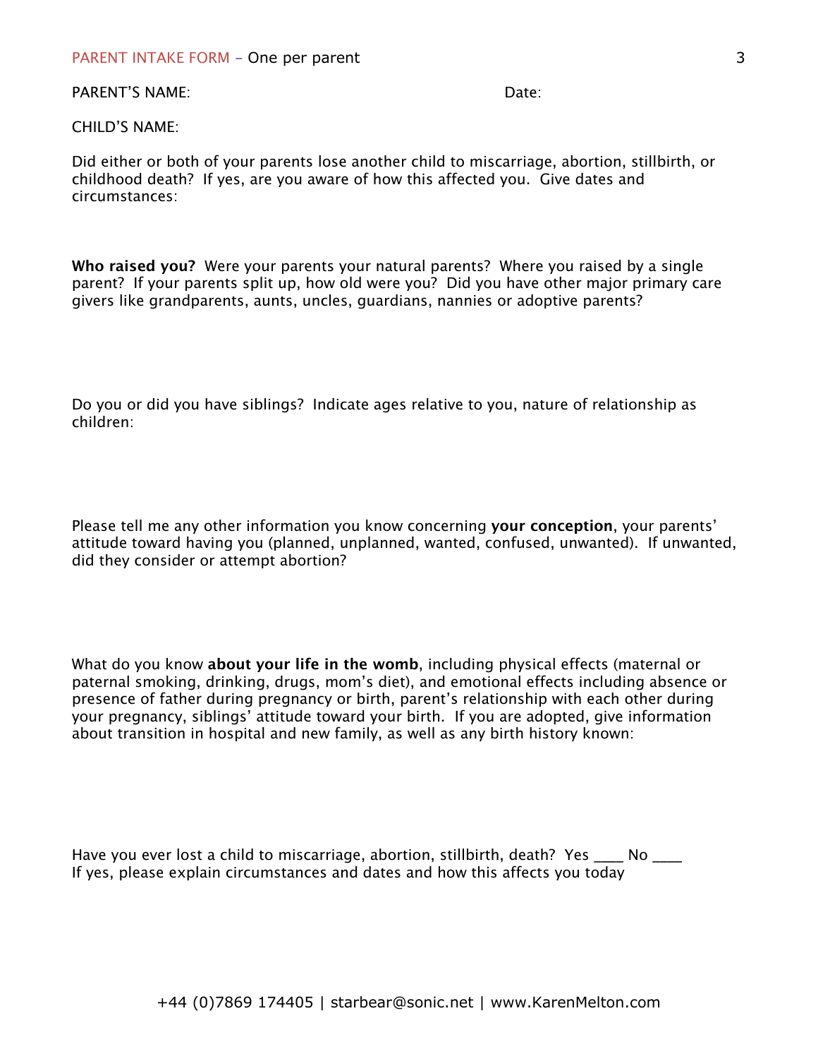PARENT INTAKE FORM – One per parent

PARENT'S NAME: Date:

CHILD'S NAME:

Did either or both of your parents lose another child to miscarriage, abortion, stillbirth, or childhood death? If yes, are you aware of how this affected you. Give dates and circumstances:

**Who raised you?** Were your parents your natural parents? Where you raised by a single parent? If your parents split up, how old were you? Did you have other major primary care givers like grandparents, aunts, uncles, guardians, nannies or adoptive parents?

Do you or did you have siblings? Indicate ages relative to you, nature of relationship as children:

Please tell me any other information you know concerning **your conception**, your parents' attitude toward having you (planned, unplanned, wanted, confused, unwanted). If unwanted, did they consider or attempt abortion?

What do you know **about your life in the womb**, including physical effects (maternal or paternal smoking, drinking, drugs, mom's diet), and emotional effects including absence or presence of father during pregnancy or birth, parent's relationship with each other during your pregnancy, siblings' attitude toward your birth. If you are adopted, give information about transition in hospital and new family, as well as any birth history known:

Have you ever lost a child to miscarriage, abortion, stillbirth, death? Yes ____ No ____
If yes, please explain circumstances and dates and how this affects you today

+44 (0)7869 174405 | starbear@sonic.net | www.KarenMelton.com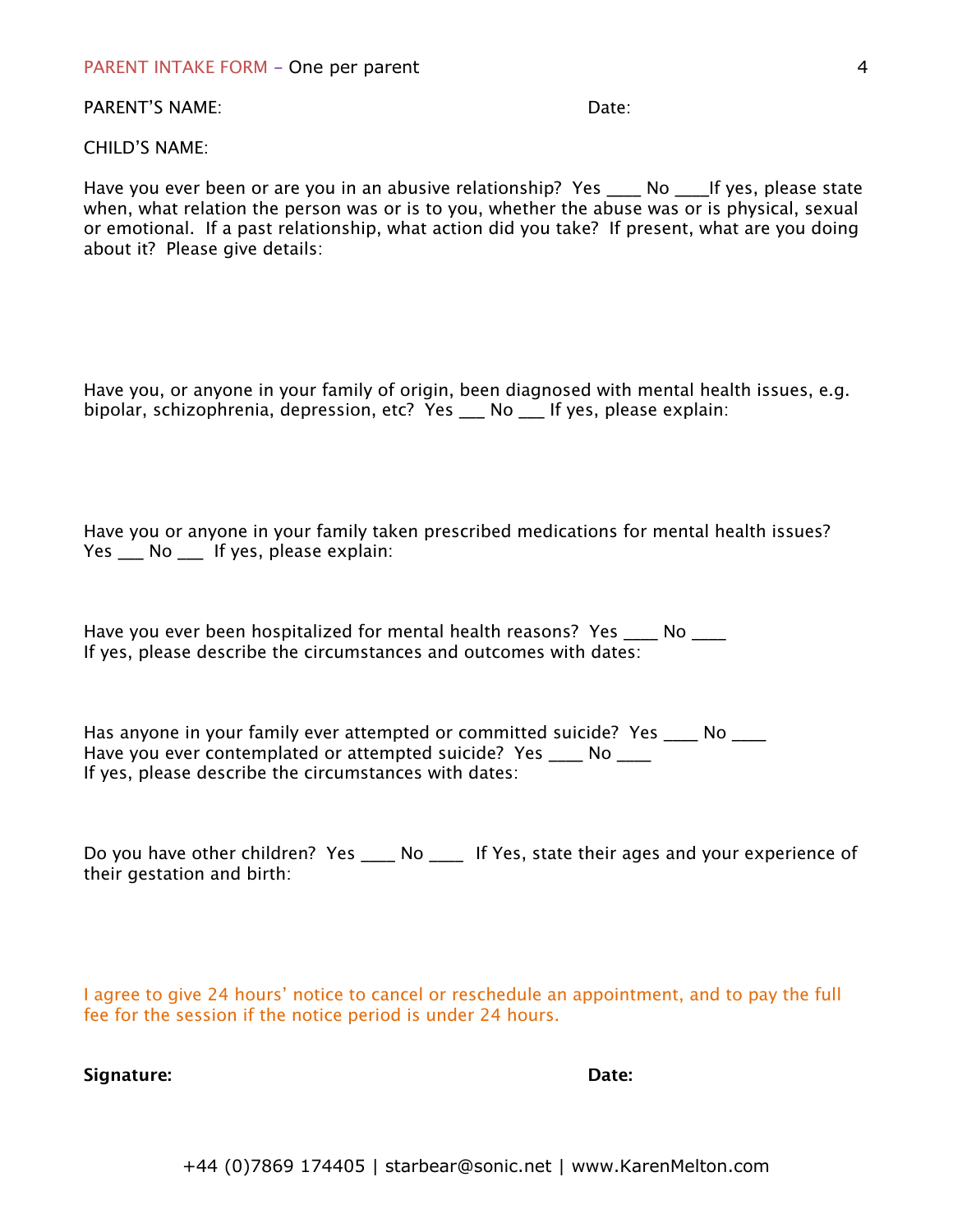PARENT INTAKE FORM – One per parent

PARENT'S NAME: Date:

CHILD'S NAME:

Have you ever been or are you in an abusive relationship? Yes ____ No ____If yes, please state when, what relation the person was or is to you, whether the abuse was or is physical, sexual or emotional. If a past relationship, what action did you take? If present, what are you doing about it? Please give details:

Have you, or anyone in your family of origin, been diagnosed with mental health issues, e.g. bipolar, schizophrenia, depression, etc? Yes ___ No ___ If yes, please explain:

Have you or anyone in your family taken prescribed medications for mental health issues? Yes ___ No ___ If yes, please explain:

Have you ever been hospitalized for mental health reasons? Yes ____ No ____
If yes, please describe the circumstances and outcomes with dates:

Has anyone in your family ever attempted or committed suicide? Yes ____ No ____
Have you ever contemplated or attempted suicide? Yes ____ No ____
If yes, please describe the circumstances with dates:

Do you have other children? Yes ____ No ____ If Yes, state their ages and your experience of their gestation and birth:

I agree to give 24 hours' notice to cancel or reschedule an appointment, and to pay the full fee for the session if the notice period is under 24 hours.

**Signature:** **Date:**

+44 (0)7869 174405 | starbear@sonic.net | www.KarenMelton.com